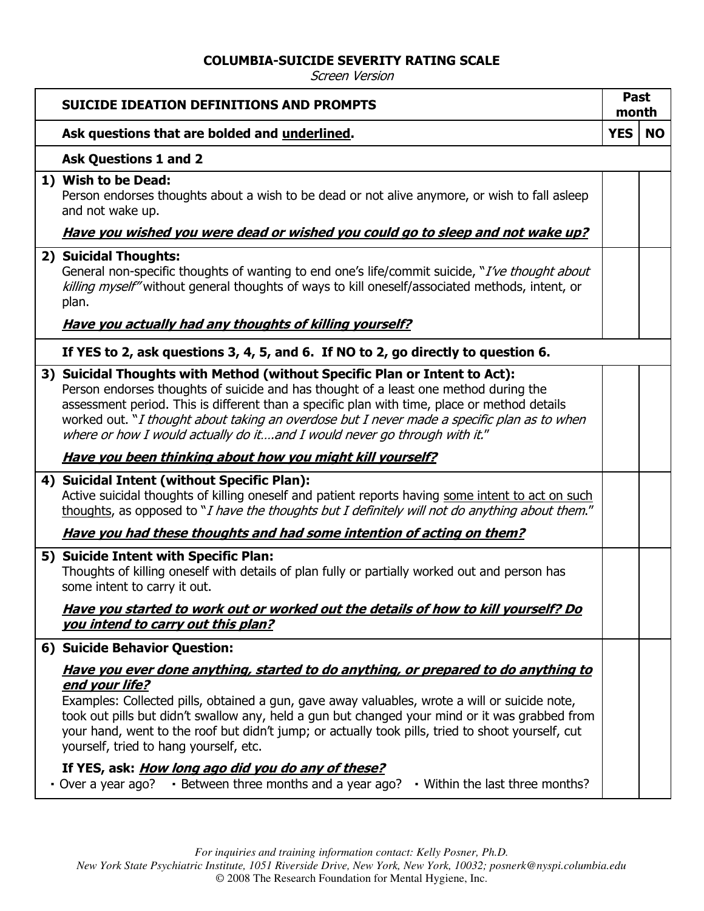**COLUMBIA-SUICIDE SEVERITY RATING SCALE**

*Screen Version*

| SUICIDE IDEATION DEFINITIONS AND PROMPTS | Past month | |
|---|---|---|
| **Ask questions that are bolded and <u>underlined</u>.** | **YES** | **NO** |
| **Ask Questions 1 and 2** | | |
| **1) Wish to be Dead:**<br>Person endorses thoughts about a wish to be dead or not alive anymore, or wish to fall asleep and not wake up.<br>***<u>Have you wished you were dead or wished you could go to sleep and not wake up?</u>*** | | |
| **2) Suicidal Thoughts:**<br>General non-specific thoughts of wanting to end one's life/commit suicide, "*I've thought about killing myself*" without general thoughts of ways to kill oneself/associated methods, intent, or plan.<br>***<u>Have you actually had any thoughts of killing yourself?</u>*** | | |
| **If YES to 2, ask questions 3, 4, 5, and 6. If NO to 2, go directly to question 6.** | | |
| **3) Suicidal Thoughts with Method (without Specific Plan or Intent to Act):**<br>Person endorses thoughts of suicide and has thought of a least one method during the assessment period. This is different than a specific plan with time, place or method details worked out. "*I thought about taking an overdose but I never made a specific plan as to when where or how I would actually do it….and I would never go through with it.*"<br>***<u>Have you been thinking about how you might kill yourself?</u>*** | | |
| **4) Suicidal Intent (without Specific Plan):**<br>Active suicidal thoughts of killing oneself and patient reports having <u>some intent to act on such thoughts</u>, as opposed to "*I have the thoughts but I definitely will not do anything about them.*"<br>***<u>Have you had these thoughts and had some intention of acting on them?</u>*** | | |
| **5) Suicide Intent with Specific Plan:**<br>Thoughts of killing oneself with details of plan fully or partially worked out and person has some intent to carry it out.<br>***<u>Have you started to work out or worked out the details of how to kill yourself? Do you intend to carry out this plan?</u>*** | | |
| **6) Suicide Behavior Question:**<br>***<u>Have you ever done anything, started to do anything, or prepared to do anything to end your life?</u>***<br>Examples: Collected pills, obtained a gun, gave away valuables, wrote a will or suicide note, took out pills but didn't swallow any, held a gun but changed your mind or it was grabbed from your hand, went to the roof but didn't jump; or actually took pills, tried to shoot yourself, cut yourself, tried to hang yourself, etc.<br>**If YES, ask: *<u>How long ago did you do any of these?</u>***<br>▪ Over a year ago? ▪ Between three months and a year ago? ▪ Within the last three months? | | |

*For inquiries and training information contact: Kelly Posner, Ph.D.*
*New York State Psychiatric Institute, 1051 Riverside Drive, New York, New York, 10032; posnerk@nyspi.columbia.edu*
© 2008 The Research Foundation for Mental Hygiene, Inc.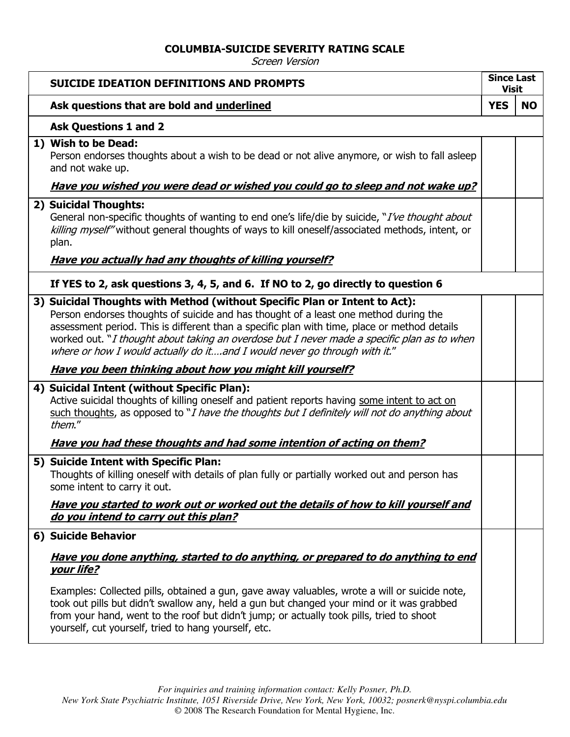# COLUMBIA-SUICIDE SEVERITY RATING SCALE

*Screen Version*

| SUICIDE IDEATION DEFINITIONS AND PROMPTS | Since Last Visit | |
|---|---|---|
| **Ask questions that are bold and underlined** | **YES** | **NO** |
| **Ask Questions 1 and 2** | | |
| **1) Wish to be Dead:**<br>Person endorses thoughts about a wish to be dead or not alive anymore, or wish to fall asleep and not wake up.<br><br>***Have you wished you were dead or wished you could go to sleep and not wake up?*** | | |
| **2) Suicidal Thoughts:**<br>General non-specific thoughts of wanting to end one's life/die by suicide, "*I've thought about killing myself*" without general thoughts of ways to kill oneself/associated methods, intent, or plan.<br><br>***Have you actually had any thoughts of killing yourself?*** | | |
| **If YES to 2, ask questions 3, 4, 5, and 6. If NO to 2, go directly to question 6** | | |
| **3) Suicidal Thoughts with Method (without Specific Plan or Intent to Act):**<br>Person endorses thoughts of suicide and has thought of a least one method during the assessment period. This is different than a specific plan with time, place or method details worked out. "*I thought about taking an overdose but I never made a specific plan as to when where or how I would actually do it….and I would never go through with it.*"<br><br>***Have you been thinking about how you might kill yourself?*** | | |
| **4) Suicidal Intent (without Specific Plan):**<br>Active suicidal thoughts of killing oneself and patient reports having some intent to act on such thoughts, as opposed to "*I have the thoughts but I definitely will not do anything about them.*"<br><br>***Have you had these thoughts and had some intention of acting on them?*** | | |
| **5) Suicide Intent with Specific Plan:**<br>Thoughts of killing oneself with details of plan fully or partially worked out and person has some intent to carry it out.<br><br>***Have you started to work out or worked out the details of how to kill yourself and do you intend to carry out this plan?*** | | |
| **6) Suicide Behavior**<br><br>***Have you done anything, started to do anything, or prepared to do anything to end your life?***<br><br>Examples: Collected pills, obtained a gun, gave away valuables, wrote a will or suicide note, took out pills but didn't swallow any, held a gun but changed your mind or it was grabbed from your hand, went to the roof but didn't jump; or actually took pills, tried to shoot yourself, cut yourself, tried to hang yourself, etc. | | |

*For inquiries and training information contact: Kelly Posner, Ph.D.*

*New York State Psychiatric Institute, 1051 Riverside Drive, New York, New York, 10032; posnerk@nyspi.columbia.edu*

© 2008 The Research Foundation for Mental Hygiene, Inc.